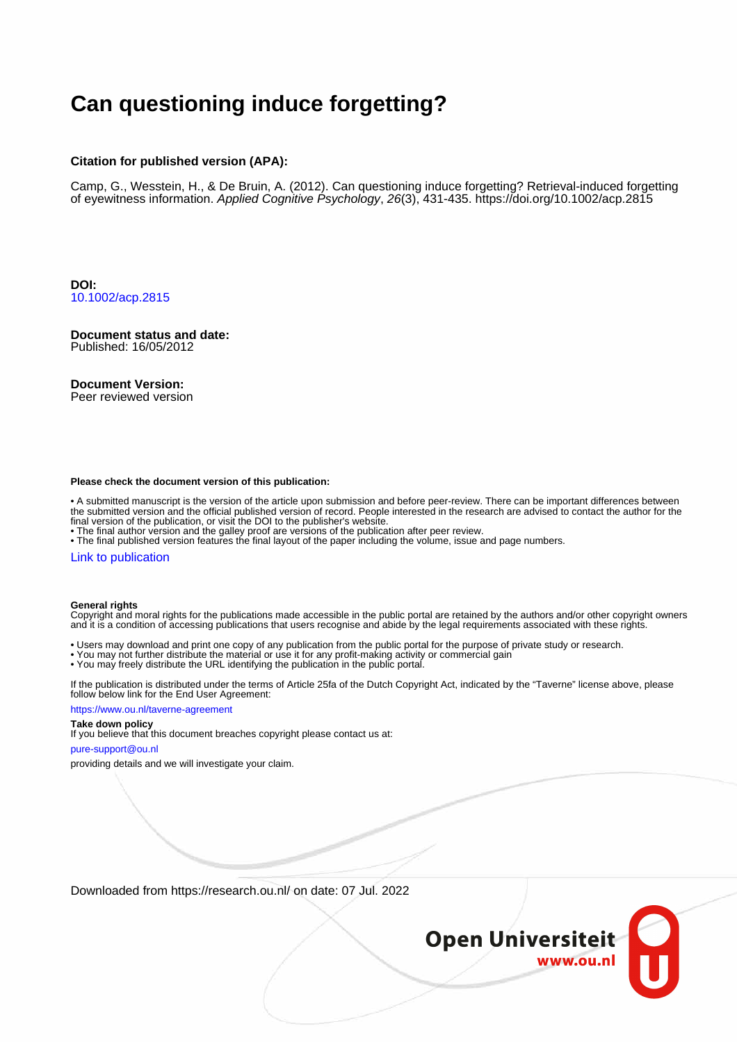# Can questioning induce forgetting?

**Citation for published version (APA):**

Camp, G., Wesstein, H., & De Bruin, A. (2012). Can questioning induce forgetting? Retrieval-induced forgetting of eyewitness information. *Applied Cognitive Psychology*, *26*(3), 431-435. https://doi.org/10.1002/acp.2815

**DOI:**
10.1002/acp.2815

**Document status and date:**
Published: 16/05/2012

**Document Version:**
Peer reviewed version

**Please check the document version of this publication:**

- A submitted manuscript is the version of the article upon submission and before peer-review. There can be important differences between the submitted version and the official published version of record. People interested in the research are advised to contact the author for the final version of the publication, or visit the DOI to the publisher's website.
- The final author version and the galley proof are versions of the publication after peer review.
- The final published version features the final layout of the paper including the volume, issue and page numbers.

Link to publication

**General rights**
Copyright and moral rights for the publications made accessible in the public portal are retained by the authors and/or other copyright owners and it is a condition of accessing publications that users recognise and abide by the legal requirements associated with these rights.

- Users may download and print one copy of any publication from the public portal for the purpose of private study or research.
- You may not further distribute the material or use it for any profit-making activity or commercial gain
- You may freely distribute the URL identifying the publication in the public portal.

If the publication is distributed under the terms of Article 25fa of the Dutch Copyright Act, indicated by the "Taverne" license above, please follow below link for the End User Agreement:

https://www.ou.nl/taverne-agreement

**Take down policy**
If you believe that this document breaches copyright please contact us at:

pure-support@ou.nl

providing details and we will investigate your claim.

Downloaded from https://research.ou.nl/ on date: 07 Jul. 2022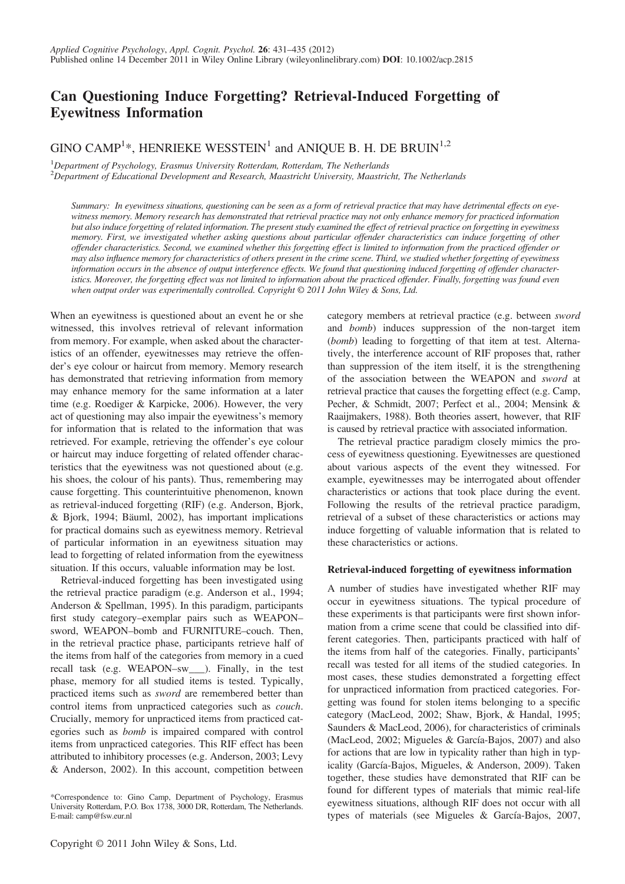# Can Questioning Induce Forgetting? Retrieval-Induced Forgetting of Eyewitness Information

GINO CAMP[1]*, HENRIEKE WESSTEIN[1] and ANIQUE B. H. DE BRUIN[1,2]

[1]Department of Psychology, Erasmus University Rotterdam, Rotterdam, The Netherlands

[2]Department of Educational Development and Research, Maastricht University, Maastricht, The Netherlands

*Summary: In eyewitness situations, questioning can be seen as a form of retrieval practice that may have detrimental effects on eyewitness memory. Memory research has demonstrated that retrieval practice may not only enhance memory for practiced information but also induce forgetting of related information. The present study examined the effect of retrieval practice on forgetting in eyewitness memory. First, we investigated whether asking questions about particular offender characteristics can induce forgetting of other offender characteristics. Second, we examined whether this forgetting effect is limited to information from the practiced offender or may also influence memory for characteristics of others present in the crime scene. Third, we studied whether forgetting of eyewitness information occurs in the absence of output interference effects. We found that questioning induced forgetting of offender characteristics. Moreover, the forgetting effect was not limited to information about the practiced offender. Finally, forgetting was found even when output order was experimentally controlled. Copyright © 2011 John Wiley & Sons, Ltd.*

When an eyewitness is questioned about an event he or she witnessed, this involves retrieval of relevant information from memory. For example, when asked about the characteristics of an offender, eyewitnesses may retrieve the offender's eye colour or haircut from memory. Memory research has demonstrated that retrieving information from memory may enhance memory for the same information at a later time (e.g. Roediger & Karpicke, 2006). However, the very act of questioning may also impair the eyewitness's memory for information that is related to the information that was retrieved. For example, retrieving the offender's eye colour or haircut may induce forgetting of related offender characteristics that the eyewitness was not questioned about (e.g. his shoes, the colour of his pants). Thus, remembering may cause forgetting. This counterintuitive phenomenon, known as retrieval-induced forgetting (RIF) (e.g. Anderson, Bjork, & Bjork, 1994; Bäuml, 2002), has important implications for practical domains such as eyewitness memory. Retrieval of particular information in an eyewitness situation may lead to forgetting of related information from the eyewitness situation. If this occurs, valuable information may be lost.

Retrieval-induced forgetting has been investigated using the retrieval practice paradigm (e.g. Anderson et al., 1994; Anderson & Spellman, 1995). In this paradigm, participants first study category–exemplar pairs such as WEAPON–sword, WEAPON–bomb and FURNITURE–couch. Then, in the retrieval practice phase, participants retrieve half of the items from half of the categories from memory in a cued recall task (e.g. WEAPON–sw___). Finally, in the test phase, memory for all studied items is tested. Typically, practiced items such as *sword* are remembered better than control items from unpracticed categories such as *couch*. Crucially, memory for unpracticed items from practiced categories such as *bomb* is impaired compared with control items from unpracticed categories. This RIF effect has been attributed to inhibitory processes (e.g. Anderson, 2003; Levy & Anderson, 2002). In this account, competition between category members at retrieval practice (e.g. between *sword* and *bomb*) induces suppression of the non-target item (*bomb*) leading to forgetting of that item at test. Alternatively, the interference account of RIF proposes that, rather than suppression of the item itself, it is the strengthening of the association between the WEAPON and *sword* at retrieval practice that causes the forgetting effect (e.g. Camp, Pecher, & Schmidt, 2007; Perfect et al., 2004; Mensink & Raaijmakers, 1988). Both theories assert, however, that RIF is caused by retrieval practice with associated information.

The retrieval practice paradigm closely mimics the process of eyewitness questioning. Eyewitnesses are questioned about various aspects of the event they witnessed. For example, eyewitnesses may be interrogated about offender characteristics or actions that took place during the event. Following the results of the retrieval practice paradigm, retrieval of a subset of these characteristics or actions may induce forgetting of valuable information that is related to these characteristics or actions.

### Retrieval-induced forgetting of eyewitness information

A number of studies have investigated whether RIF may occur in eyewitness situations. The typical procedure of these experiments is that participants were first shown information from a crime scene that could be classified into different categories. Then, participants practiced with half of the items from half of the categories. Finally, participants' recall was tested for all items of the studied categories. In most cases, these studies demonstrated a forgetting effect for unpracticed information from practiced categories. Forgetting was found for stolen items belonging to a specific category (MacLeod, 2002; Shaw, Bjork, & Handal, 1995; Saunders & MacLeod, 2006), for characteristics of criminals (MacLeod, 2002; Migueles & García-Bajos, 2007) and also for actions that are low in typicality rather than high in typicality (García-Bajos, Migueles, & Anderson, 2009). Taken together, these studies have demonstrated that RIF can be found for different types of materials that mimic real-life eyewitness situations, although RIF does not occur with all types of materials (see Migueles & García-Bajos, 2007,

*Correspondence to: Gino Camp, Department of Psychology, Erasmus University Rotterdam, P.O. Box 1738, 3000 DR, Rotterdam, The Netherlands. E-mail: camp@fsw.eur.nl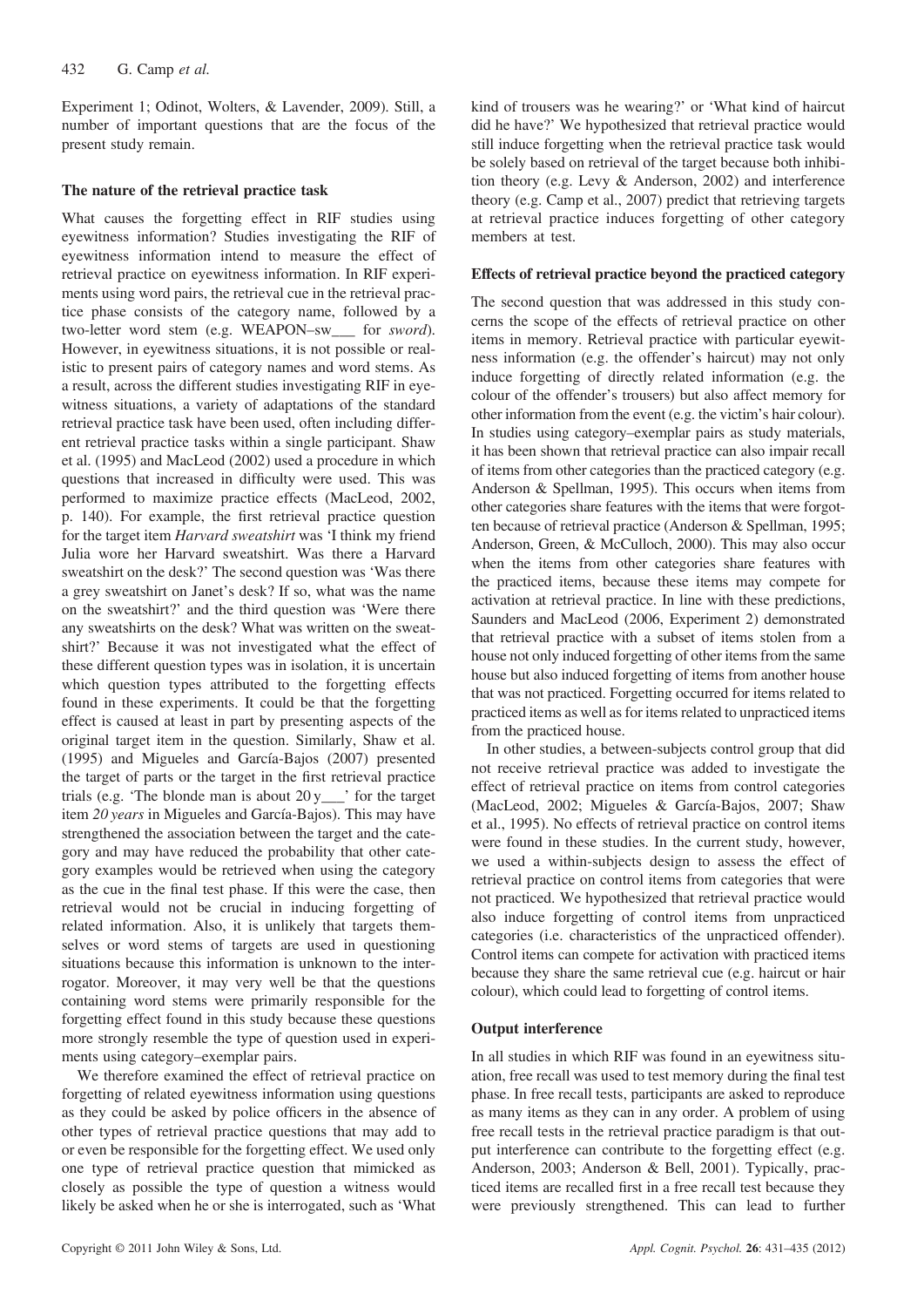Experiment 1; Odinot, Wolters, & Lavender, 2009). Still, a number of important questions that are the focus of the present study remain.

### The nature of the retrieval practice task

What causes the forgetting effect in RIF studies using eyewitness information? Studies investigating the RIF of eyewitness information intend to measure the effect of retrieval practice on eyewitness information. In RIF experiments using word pairs, the retrieval cue in the retrieval practice phase consists of the category name, followed by a two-letter word stem (e.g. WEAPON–sw___ for *sword*). However, in eyewitness situations, it is not possible or realistic to present pairs of category names and word stems. As a result, across the different studies investigating RIF in eyewitness situations, a variety of adaptations of the standard retrieval practice task have been used, often including different retrieval practice tasks within a single participant. Shaw et al. (1995) and MacLeod (2002) used a procedure in which questions that increased in difficulty were used. This was performed to maximize practice effects (MacLeod, 2002, p. 140). For example, the first retrieval practice question for the target item *Harvard sweatshirt* was 'I think my friend Julia wore her Harvard sweatshirt. Was there a Harvard sweatshirt on the desk?' The second question was 'Was there a grey sweatshirt on Janet's desk? If so, what was the name on the sweatshirt?' and the third question was 'Were there any sweatshirts on the desk? What was written on the sweatshirt?' Because it was not investigated what the effect of these different question types was in isolation, it is uncertain which question types attributed to the forgetting effects found in these experiments. It could be that the forgetting effect is caused at least in part by presenting aspects of the original target item in the question. Similarly, Shaw et al. (1995) and Migueles and García-Bajos (2007) presented the target of parts or the target in the first retrieval practice trials (e.g. 'The blonde man is about 20 y___' for the target item *20 years* in Migueles and García-Bajos). This may have strengthened the association between the target and the category and may have reduced the probability that other category examples would be retrieved when using the category as the cue in the final test phase. If this were the case, then retrieval would not be crucial in inducing forgetting of related information. Also, it is unlikely that targets themselves or word stems of targets are used in questioning situations because this information is unknown to the interrogator. Moreover, it may very well be that the questions containing word stems were primarily responsible for the forgetting effect found in this study because these questions more strongly resemble the type of question used in experiments using category–exemplar pairs.

We therefore examined the effect of retrieval practice on forgetting of related eyewitness information using questions as they could be asked by police officers in the absence of other types of retrieval practice questions that may add to or even be responsible for the forgetting effect. We used only one type of retrieval practice question that mimicked as closely as possible the type of question a witness would likely be asked when he or she is interrogated, such as 'What kind of trousers was he wearing?' or 'What kind of haircut did he have?' We hypothesized that retrieval practice would still induce forgetting when the retrieval practice task would be solely based on retrieval of the target because both inhibition theory (e.g. Levy & Anderson, 2002) and interference theory (e.g. Camp et al., 2007) predict that retrieving targets at retrieval practice induces forgetting of other category members at test.

### Effects of retrieval practice beyond the practiced category

The second question that was addressed in this study concerns the scope of the effects of retrieval practice on other items in memory. Retrieval practice with particular eyewitness information (e.g. the offender's haircut) may not only induce forgetting of directly related information (e.g. the colour of the offender's trousers) but also affect memory for other information from the event (e.g. the victim's hair colour). In studies using category–exemplar pairs as study materials, it has been shown that retrieval practice can also impair recall of items from other categories than the practiced category (e.g. Anderson & Spellman, 1995). This occurs when items from other categories share features with the items that were forgotten because of retrieval practice (Anderson & Spellman, 1995; Anderson, Green, & McCulloch, 2000). This may also occur when the items from other categories share features with the practiced items, because these items may compete for activation at retrieval practice. In line with these predictions, Saunders and MacLeod (2006, Experiment 2) demonstrated that retrieval practice with a subset of items stolen from a house not only induced forgetting of other items from the same house but also induced forgetting of items from another house that was not practiced. Forgetting occurred for items related to practiced items as well as for items related to unpracticed items from the practiced house.

In other studies, a between-subjects control group that did not receive retrieval practice was added to investigate the effect of retrieval practice on items from control categories (MacLeod, 2002; Migueles & García-Bajos, 2007; Shaw et al., 1995). No effects of retrieval practice on control items were found in these studies. In the current study, however, we used a within-subjects design to assess the effect of retrieval practice on control items from categories that were not practiced. We hypothesized that retrieval practice would also induce forgetting of control items from unpracticed categories (i.e. characteristics of the unpracticed offender). Control items can compete for activation with practiced items because they share the same retrieval cue (e.g. haircut or hair colour), which could lead to forgetting of control items.

### Output interference

In all studies in which RIF was found in an eyewitness situation, free recall was used to test memory during the final test phase. In free recall tests, participants are asked to reproduce as many items as they can in any order. A problem of using free recall tests in the retrieval practice paradigm is that output interference can contribute to the forgetting effect (e.g. Anderson, 2003; Anderson & Bell, 2001). Typically, practiced items are recalled first in a free recall test because they were previously strengthened. This can lead to further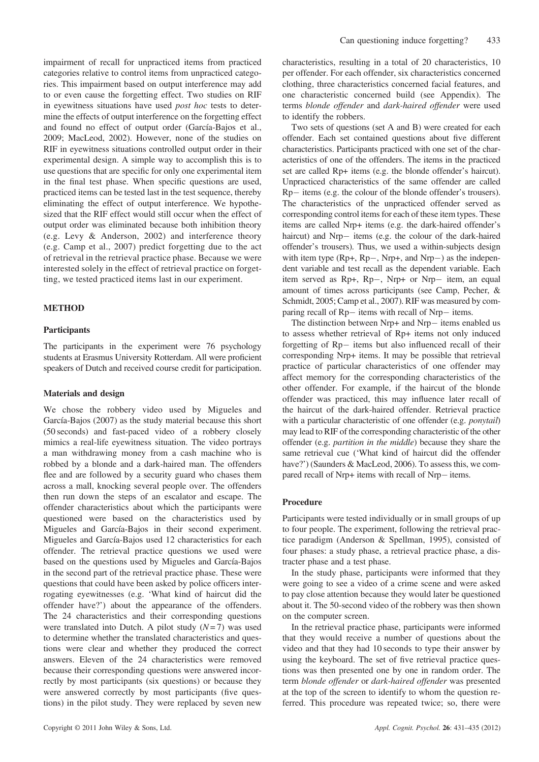impairment of recall for unpracticed items from practiced categories relative to control items from unpracticed categories. This impairment based on output interference may add to or even cause the forgetting effect. Two studies on RIF in eyewitness situations have used *post hoc* tests to determine the effects of output interference on the forgetting effect and found no effect of output order (García-Bajos et al., 2009; MacLeod, 2002). However, none of the studies on RIF in eyewitness situations controlled output order in their experimental design. A simple way to accomplish this is to use questions that are specific for only one experimental item in the final test phase. When specific questions are used, practiced items can be tested last in the test sequence, thereby eliminating the effect of output interference. We hypothesized that the RIF effect would still occur when the effect of output order was eliminated because both inhibition theory (e.g. Levy & Anderson, 2002) and interference theory (e.g. Camp et al., 2007) predict forgetting due to the act of retrieval in the retrieval practice phase. Because we were interested solely in the effect of retrieval practice on forgetting, we tested practiced items last in our experiment.

## METHOD

### Participants

The participants in the experiment were 76 psychology students at Erasmus University Rotterdam. All were proficient speakers of Dutch and received course credit for participation.

### Materials and design

We chose the robbery video used by Migueles and García-Bajos (2007) as the study material because this short (50 seconds) and fast-paced video of a robbery closely mimics a real-life eyewitness situation. The video portrays a man withdrawing money from a cash machine who is robbed by a blonde and a dark-haired man. The offenders flee and are followed by a security guard who chases them across a mall, knocking several people over. The offenders then run down the steps of an escalator and escape. The offender characteristics about which the participants were questioned were based on the characteristics used by Migueles and García-Bajos in their second experiment. Migueles and García-Bajos used 12 characteristics for each offender. The retrieval practice questions we used were based on the questions used by Migueles and García-Bajos in the second part of the retrieval practice phase. These were questions that could have been asked by police officers interrogating eyewitnesses (e.g. 'What kind of haircut did the offender have?') about the appearance of the offenders. The 24 characteristics and their corresponding questions were translated into Dutch. A pilot study ($N = 7$) was used to determine whether the translated characteristics and questions were clear and whether they produced the correct answers. Eleven of the 24 characteristics were removed because their corresponding questions were answered incorrectly by most participants (six questions) or because they were answered correctly by most participants (five questions) in the pilot study. They were replaced by seven new characteristics, resulting in a total of 20 characteristics, 10 per offender. For each offender, six characteristics concerned clothing, three characteristics concerned facial features, and one characteristic concerned build (see Appendix). The terms *blonde offender* and *dark-haired offender* were used to identify the robbers.

Two sets of questions (set A and B) were created for each offender. Each set contained questions about five different characteristics. Participants practiced with one set of the characteristics of one of the offenders. The items in the practiced set are called Rp+ items (e.g. the blonde offender's haircut). Unpracticed characteristics of the same offender are called Rp− items (e.g. the colour of the blonde offender's trousers). The characteristics of the unpracticed offender served as corresponding control items for each of these item types. These items are called Nrp+ items (e.g. the dark-haired offender's haircut) and Nrp− items (e.g. the colour of the dark-haired offender's trousers). Thus, we used a within-subjects design with item type (Rp+, Rp−, Nrp+, and Nrp−) as the independent variable and test recall as the dependent variable. Each item served as Rp+, Rp−, Nrp+ or Nrp− item, an equal amount of times across participants (see Camp, Pecher, & Schmidt, 2005; Camp et al., 2007). RIF was measured by comparing recall of Rp− items with recall of Nrp− items.

The distinction between Nrp+ and Nrp− items enabled us to assess whether retrieval of Rp+ items not only induced forgetting of Rp− items but also influenced recall of their corresponding Nrp+ items. It may be possible that retrieval practice of particular characteristics of one offender may affect memory for the corresponding characteristics of the other offender. For example, if the haircut of the blonde offender was practiced, this may influence later recall of the haircut of the dark-haired offender. Retrieval practice with a particular characteristic of one offender (e.g. *ponytail*) may lead to RIF of the corresponding characteristic of the other offender (e.g. *partition in the middle*) because they share the same retrieval cue ('What kind of haircut did the offender have?') (Saunders & MacLeod, 2006). To assess this, we compared recall of Nrp+ items with recall of Nrp− items.

### Procedure

Participants were tested individually or in small groups of up to four people. The experiment, following the retrieval practice paradigm (Anderson & Spellman, 1995), consisted of four phases: a study phase, a retrieval practice phase, a distracter phase and a test phase.

In the study phase, participants were informed that they were going to see a video of a crime scene and were asked to pay close attention because they would later be questioned about it. The 50-second video of the robbery was then shown on the computer screen.

In the retrieval practice phase, participants were informed that they would receive a number of questions about the video and that they had 10 seconds to type their answer by using the keyboard. The set of five retrieval practice questions was then presented one by one in random order. The term *blonde offender* or *dark-haired offender* was presented at the top of the screen to identify to whom the question referred. This procedure was repeated twice; so, there were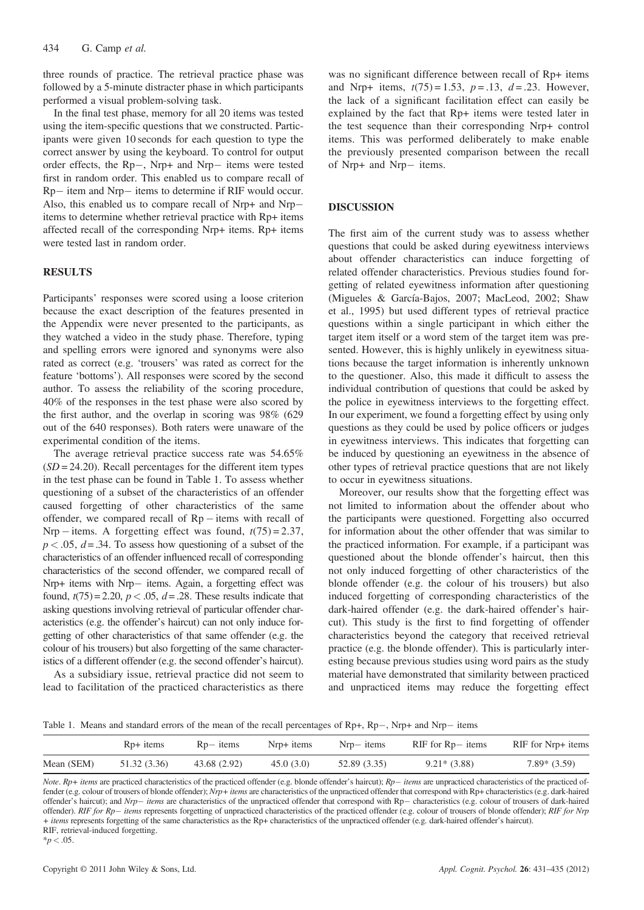three rounds of practice. The retrieval practice phase was followed by a 5-minute distracter phase in which participants performed a visual problem-solving task.

In the final test phase, memory for all 20 items was tested using the item-specific questions that we constructed. Participants were given 10 seconds for each question to type the correct answer by using the keyboard. To control for output order effects, the Rp−, Nrp+ and Nrp− items were tested first in random order. This enabled us to compare recall of Rp− item and Nrp− items to determine if RIF would occur. Also, this enabled us to compare recall of Nrp+ and Nrp− items to determine whether retrieval practice with Rp+ items affected recall of the corresponding Nrp+ items. Rp+ items were tested last in random order.

## RESULTS

Participants' responses were scored using a loose criterion because the exact description of the features presented in the Appendix were never presented to the participants, as they watched a video in the study phase. Therefore, typing and spelling errors were ignored and synonyms were also rated as correct (e.g. 'trousers' was rated as correct for the feature 'bottoms'). All responses were scored by the second author. To assess the reliability of the scoring procedure, 40% of the responses in the test phase were also scored by the first author, and the overlap in scoring was 98% (629 out of the 640 responses). Both raters were unaware of the experimental condition of the items.

The average retrieval practice success rate was 54.65% ($SD = 24.20$). Recall percentages for the different item types in the test phase can be found in Table 1. To assess whether questioning of a subset of the characteristics of an offender caused forgetting of other characteristics of the same offender, we compared recall of Rp − items with recall of Nrp − items. A forgetting effect was found, $t(75) = 2.37$, $p < .05$, $d = .34$. To assess how questioning of a subset of the characteristics of an offender influenced recall of corresponding characteristics of the second offender, we compared recall of Nrp+ items with Nrp− items. Again, a forgetting effect was found, $t(75) = 2.20$, $p < .05$, $d = .28$. These results indicate that asking questions involving retrieval of particular offender characteristics (e.g. the offender's haircut) can not only induce forgetting of other characteristics of that same offender (e.g. the colour of his trousers) but also forgetting of the same characteristics of a different offender (e.g. the second offender's haircut).

As a subsidiary issue, retrieval practice did not seem to lead to facilitation of the practiced characteristics as there was no significant difference between recall of Rp+ items and Nrp+ items, $t(75) = 1.53$, $p = .13$, $d = .23$. However, the lack of a significant facilitation effect can easily be explained by the fact that Rp+ items were tested later in the test sequence than their corresponding Nrp+ control items. This was performed deliberately to make enable the previously presented comparison between the recall of Nrp+ and Nrp− items.

## DISCUSSION

The first aim of the current study was to assess whether questions that could be asked during eyewitness interviews about offender characteristics can induce forgetting of related offender characteristics. Previous studies found forgetting of related eyewitness information after questioning (Migueles & García-Bajos, 2007; MacLeod, 2002; Shaw et al., 1995) but used different types of retrieval practice questions within a single participant in which either the target item itself or a word stem of the target item was presented. However, this is highly unlikely in eyewitness situations because the target information is inherently unknown to the questioner. Also, this made it difficult to assess the individual contribution of questions that could be asked by the police in eyewitness interviews to the forgetting effect. In our experiment, we found a forgetting effect by using only questions as they could be used by police officers or judges in eyewitness interviews. This indicates that forgetting can be induced by questioning an eyewitness in the absence of other types of retrieval practice questions that are not likely to occur in eyewitness situations.

Moreover, our results show that the forgetting effect was not limited to information about the offender about who the participants were questioned. Forgetting also occurred for information about the other offender that was similar to the practiced information. For example, if a participant was questioned about the blonde offender's haircut, then this not only induced forgetting of other characteristics of the blonde offender (e.g. the colour of his trousers) but also induced forgetting of corresponding characteristics of the dark-haired offender (e.g. the dark-haired offender's haircut). This study is the first to find forgetting of offender characteristics beyond the category that received retrieval practice (e.g. the blonde offender). This is particularly interesting because previous studies using word pairs as the study material have demonstrated that similarity between practiced and unpracticed items may reduce the forgetting effect

Table 1. Means and standard errors of the mean of the recall percentages of Rp+, Rp−, Nrp+ and Nrp− items

| | Rp+ items | Rp− items | Nrp+ items | Nrp− items | RIF for Rp− items | RIF for Nrp+ items |
|---|---|---|---|---|---|---|
| Mean (SEM) | 51.32 (3.36) | 43.68 (2.92) | 45.0 (3.0) | 52.89 (3.35) | 9.21* (3.88) | 7.89* (3.59) |

*Note*. *Rp+ items* are practiced characteristics of the practiced offender (e.g. blonde offender's haircut); *Rp− items* are unpracticed characteristics of the practiced offender (e.g. colour of trousers of blonde offender); *Nrp+ items* are characteristics of the unpracticed offender that correspond with Rp+ characteristics (e.g. dark-haired offender's haircut); and *Nrp− items* are characteristics of the unpracticed offender that correspond with Rp− characteristics (e.g. colour of trousers of dark-haired offender). *RIF for Rp− items* represents forgetting of unpracticed characteristics of the practiced offender (e.g. colour of trousers of blonde offender); *RIF for Nrp+ items* represents forgetting of the same characteristics as the Rp+ characteristics of the unpracticed offender (e.g. dark-haired offender's haircut).
RIF, retrieval-induced forgetting.
*$p < .05$.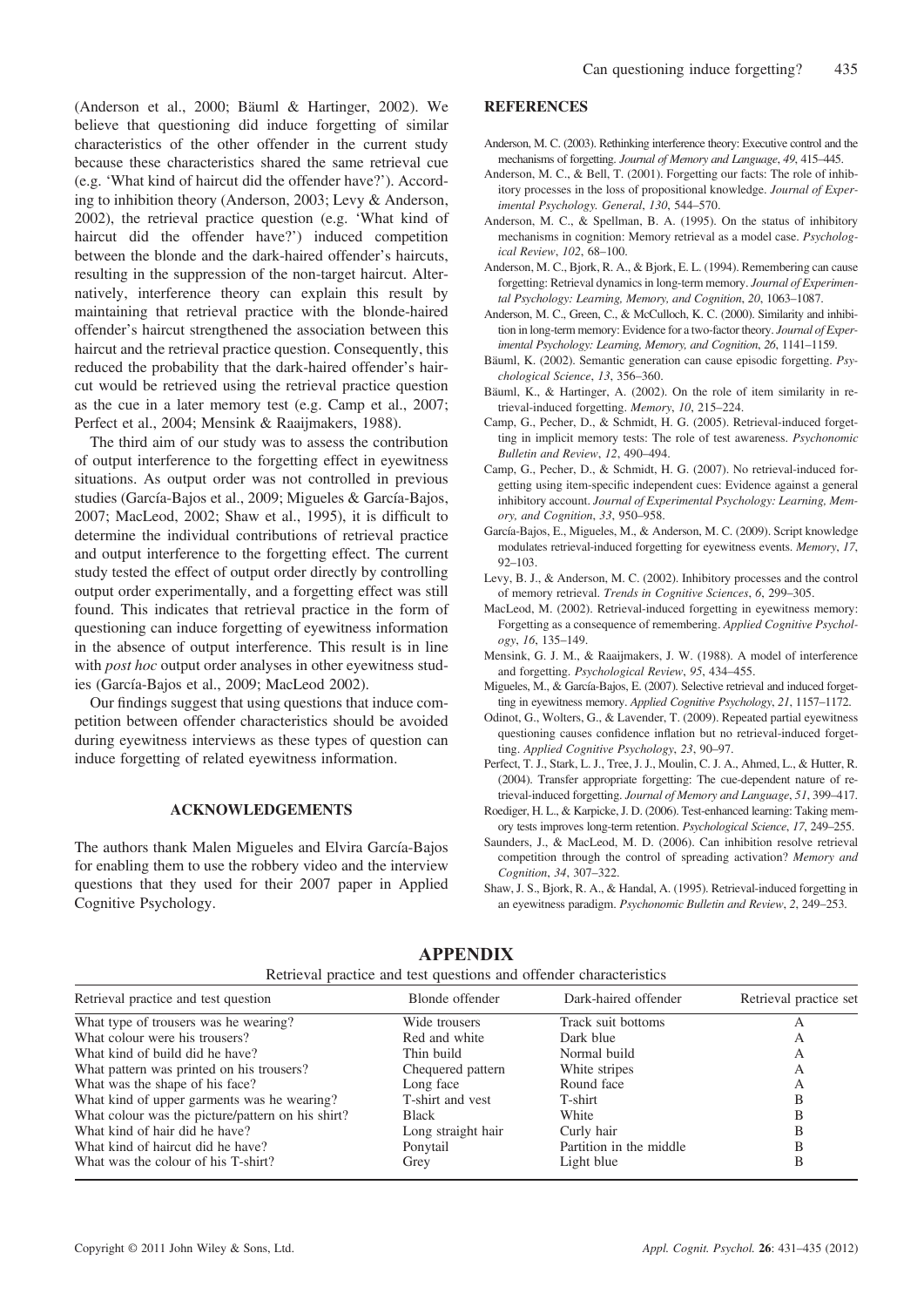(Anderson et al., 2000; Bäuml & Hartinger, 2002). We believe that questioning did induce forgetting of similar characteristics of the other offender in the current study because these characteristics shared the same retrieval cue (e.g. 'What kind of haircut did the offender have?'). According to inhibition theory (Anderson, 2003; Levy & Anderson, 2002), the retrieval practice question (e.g. 'What kind of haircut did the offender have?') induced competition between the blonde and the dark-haired offender's haircuts, resulting in the suppression of the non-target haircut. Alternatively, interference theory can explain this result by maintaining that retrieval practice with the blonde-haired offender's haircut strengthened the association between this haircut and the retrieval practice question. Consequently, this reduced the probability that the dark-haired offender's haircut would be retrieved using the retrieval practice question as the cue in a later memory test (e.g. Camp et al., 2007; Perfect et al., 2004; Mensink & Raaijmakers, 1988).

The third aim of our study was to assess the contribution of output interference to the forgetting effect in eyewitness situations. As output order was not controlled in previous studies (García-Bajos et al., 2009; Migueles & García-Bajos, 2007; MacLeod, 2002; Shaw et al., 1995), it is difficult to determine the individual contributions of retrieval practice and output interference to the forgetting effect. The current study tested the effect of output order directly by controlling output order experimentally, and a forgetting effect was still found. This indicates that retrieval practice in the form of questioning can induce forgetting of eyewitness information in the absence of output interference. This result is in line with *post hoc* output order analyses in other eyewitness studies (García-Bajos et al., 2009; MacLeod 2002).

Our findings suggest that using questions that induce competition between offender characteristics should be avoided during eyewitness interviews as these types of question can induce forgetting of related eyewitness information.

## ACKNOWLEDGEMENTS

The authors thank Malen Migueles and Elvira García-Bajos for enabling them to use the robbery video and the interview questions that they used for their 2007 paper in Applied Cognitive Psychology.

## REFERENCES

Anderson, M. C. (2003). Rethinking interference theory: Executive control and the mechanisms of forgetting. *Journal of Memory and Language*, *49*, 415–445.

Anderson, M. C., & Bell, T. (2001). Forgetting our facts: The role of inhibitory processes in the loss of propositional knowledge. *Journal of Experimental Psychology. General*, *130*, 544–570.

Anderson, M. C., & Spellman, B. A. (1995). On the status of inhibitory mechanisms in cognition: Memory retrieval as a model case. *Psychological Review*, *102*, 68–100.

Anderson, M. C., Bjork, R. A., & Bjork, E. L. (1994). Remembering can cause forgetting: Retrieval dynamics in long-term memory. *Journal of Experimental Psychology: Learning, Memory, and Cognition*, *20*, 1063–1087.

Anderson, M. C., Green, C., & McCulloch, K. C. (2000). Similarity and inhibition in long-term memory: Evidence for a two-factor theory. *Journal of Experimental Psychology: Learning, Memory, and Cognition*, *26*, 1141–1159.

Bäuml, K. (2002). Semantic generation can cause episodic forgetting. *Psychological Science*, *13*, 356–360.

Bäuml, K., & Hartinger, A. (2002). On the role of item similarity in retrieval-induced forgetting. *Memory*, *10*, 215–224.

Camp, G., Pecher, D., & Schmidt, H. G. (2005). Retrieval-induced forgetting in implicit memory tests: The role of test awareness. *Psychonomic Bulletin and Review*, *12*, 490–494.

Camp, G., Pecher, D., & Schmidt, H. G. (2007). No retrieval-induced forgetting using item-specific independent cues: Evidence against a general inhibitory account. *Journal of Experimental Psychology: Learning, Memory, and Cognition*, *33*, 950–958.

García-Bajos, E., Migueles, M., & Anderson, M. C. (2009). Script knowledge modulates retrieval-induced forgetting for eyewitness events. *Memory*, *17*, 92–103.

Levy, B. J., & Anderson, M. C. (2002). Inhibitory processes and the control of memory retrieval. *Trends in Cognitive Sciences*, *6*, 299–305.

MacLeod, M. (2002). Retrieval-induced forgetting in eyewitness memory: Forgetting as a consequence of remembering. *Applied Cognitive Psychology*, *16*, 135–149.

Mensink, G. J. M., & Raaijmakers, J. W. (1988). A model of interference and forgetting. *Psychological Review*, *95*, 434–455.

Migueles, M., & García-Bajos, E. (2007). Selective retrieval and induced forgetting in eyewitness memory. *Applied Cognitive Psychology*, *21*, 1157–1172.

Odinot, G., Wolters, G., & Lavender, T. (2009). Repeated partial eyewitness questioning causes confidence inflation but no retrieval-induced forgetting. *Applied Cognitive Psychology*, *23*, 90–97.

Perfect, T. J., Stark, L. J., Tree, J. J., Moulin, C. J. A., Ahmed, L., & Hutter, R. (2004). Transfer appropriate forgetting: The cue-dependent nature of retrieval-induced forgetting. *Journal of Memory and Language*, *51*, 399–417.

Roediger, H. L., & Karpicke, J. D. (2006). Test-enhanced learning: Taking memory tests improves long-term retention. *Psychological Science*, *17*, 249–255.

Saunders, J., & MacLeod, M. D. (2006). Can inhibition resolve retrieval competition through the control of spreading activation? *Memory and Cognition*, *34*, 307–322.

Shaw, J. S., Bjork, R. A., & Handal, A. (1995). Retrieval-induced forgetting in an eyewitness paradigm. *Psychonomic Bulletin and Review*, *2*, 249–253.

## APPENDIX

Retrieval practice and test questions and offender characteristics

| Retrieval practice and test question | Blonde offender | Dark-haired offender | Retrieval practice set |
|---|---|---|---|
| What type of trousers was he wearing? | Wide trousers | Track suit bottoms | A |
| What colour were his trousers? | Red and white | Dark blue | A |
| What kind of build did he have? | Thin build | Normal build | A |
| What pattern was printed on his trousers? | Chequered pattern | White stripes | A |
| What was the shape of his face? | Long face | Round face | A |
| What kind of upper garments was he wearing? | T-shirt and vest | T-shirt | B |
| What colour was the picture/pattern on his shirt? | Black | White | B |
| What kind of hair did he have? | Long straight hair | Curly hair | B |
| What kind of haircut did he have? | Ponytail | Partition in the middle | B |
| What was the colour of his T-shirt? | Grey | Light blue | B |